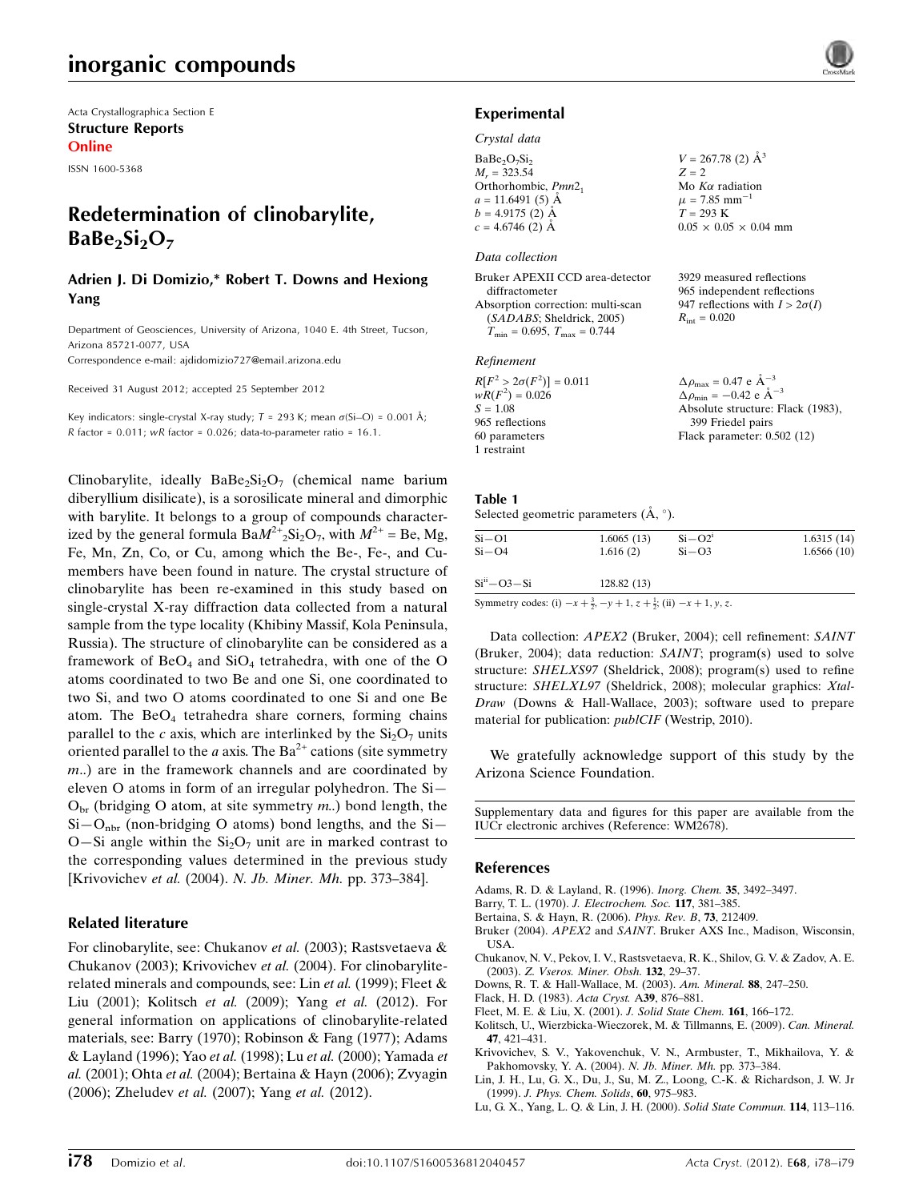Acta Crystallographica Section E
**Structure Reports**
**Online**

ISSN 1600-5368

# Redetermination of clinobarylite, $BaBe_2Si_2O_7$

**Adrien J. Di Domizio,* Robert T. Downs and Hexiong Yang**

Department of Geosciences, University of Arizona, 1040 E. 4th Street, Tucson, Arizona 85721-0077, USA
Correspondence e-mail: ajdidomizio727@email.arizona.edu

Received 31 August 2012; accepted 25 September 2012

Key indicators: single-crystal X-ray study; $T$ = 293 K; mean $\sigma$(Si–O) = 0.001 Å; $R$ factor = 0.011; $wR$ factor = 0.026; data-to-parameter ratio = 16.1.

Clinobarylite, ideally $BaBe_2Si_2O_7$ (chemical name barium diberyllium disilicate), is a sorosilicate mineral and dimorphic with barylite. It belongs to a group of compounds characterized by the general formula $BaM^{2+}{}_2Si_2O_7$, with $M^{2+}$ = Be, Mg, Fe, Mn, Zn, Co, or Cu, among which the Be-, Fe-, and Cu-members have been found in nature. The crystal structure of clinobarylite has been re-examined in this study based on single-crystal X-ray diffraction data collected from a natural sample from the type locality (Khibiny Massif, Kola Peninsula, Russia). The structure of clinobarylite can be considered as a framework of $BeO_4$ and $SiO_4$ tetrahedra, with one of the O atoms coordinated to two Be and one Si, one coordinated to two Si, and two O atoms coordinated to one Si and one Be atom. The $BeO_4$ tetrahedra share corners, forming chains parallel to the $c$ axis, which are interlinked by the $Si_2O_7$ units oriented parallel to the $a$ axis. The $Ba^{2+}$ cations (site symmetry $m$..) are in the framework channels and are coordinated by eleven O atoms in form of an irregular polyhedron. The Si—$O_{br}$ (bridging O atom, at site symmetry $m$..) bond length, the Si—$O_{nbr}$ (non-bridging O atoms) bond lengths, and the Si—O—Si angle within the $Si_2O_7$ unit are in marked contrast to the corresponding values determined in the previous study [Krivovichev *et al.* (2004). *N. Jb. Miner. Mh.* pp. 373–384].

## Related literature

For clinobarylite, see: Chukanov *et al.* (2003); Rastsvetaeva & Chukanov (2003); Krivovichev *et al.* (2004). For clinobarylite-related minerals and compounds, see: Lin *et al.* (1999); Fleet & Liu (2001); Kolitsch *et al.* (2009); Yang *et al.* (2012). For general information on applications of clinobarylite-related materials, see: Barry (1970); Robinson & Fang (1977); Adams & Layland (1996); Yao *et al.* (1998); Lu *et al.* (2000); Yamada *et al.* (2001); Ohta *et al.* (2004); Bertaina & Hayn (2006); Zvyagin (2006); Zheludev *et al.* (2007); Yang *et al.* (2012).

## Experimental

*Crystal data*

$BaBe_2O_7Si_2$
$M_r$ = 323.54
Orthorhombic, $Pmn2_1$
$a$ = 11.6491 (5) Å
$b$ = 4.9175 (2) Å
$c$ = 4.6746 (2) Å
$V$ = 267.78 (2) Å$^3$
$Z$ = 2
Mo $K\alpha$ radiation
$\mu$ = 7.85 mm$^{-1}$
$T$ = 293 K
0.05 × 0.05 × 0.04 mm

*Data collection*

Bruker APEXII CCD area-detector diffractometer
Absorption correction: multi-scan (*SADABS*; Sheldrick, 2005)
$T_{min}$ = 0.695, $T_{max}$ = 0.744
3929 measured reflections
965 independent reflections
947 reflections with $I > 2\sigma(I)$
$R_{int}$ = 0.020

*Refinement*

$R[F^2 > 2\sigma(F^2)]$ = 0.011
$wR(F^2)$ = 0.026
$S$ = 1.08
965 reflections
60 parameters
1 restraint
$\Delta\rho_{max}$ = 0.47 e Å$^{-3}$
$\Delta\rho_{min}$ = −0.42 e Å$^{-3}$
Absolute structure: Flack (1983), 399 Friedel pairs
Flack parameter: 0.502 (12)

**Table 1**
Selected geometric parameters (Å, °).

| | | | |
|---|---|---|---|
| Si—O1 | 1.6065 (13) | Si—O2$^{i}$ | 1.6315 (14) |
| Si—O4 | 1.616 (2) | Si—O3 | 1.6566 (10) |
| | | | |
| Si$^{ii}$—O3—Si | 128.82 (13) | | |

Symmetry codes: (i) $-x+\frac{3}{2}, -y+1, z+\frac{1}{2}$; (ii) $-x+1, y, z$.

Data collection: *APEX2* (Bruker, 2004); cell refinement: *SAINT* (Bruker, 2004); data reduction: *SAINT*; program(s) used to solve structure: *SHELXS97* (Sheldrick, 2008); program(s) used to refine structure: *SHELXL97* (Sheldrick, 2008); molecular graphics: *Xtal-Draw* (Downs & Hall-Wallace, 2003); software used to prepare material for publication: *publCIF* (Westrip, 2010).

We gratefully acknowledge support of this study by the Arizona Science Foundation.

Supplementary data and figures for this paper are available from the IUCr electronic archives (Reference: WM2678).

## References

Adams, R. D. & Layland, R. (1996). *Inorg. Chem.* **35**, 3492–3497.
Barry, T. L. (1970). *J. Electrochem. Soc.* **117**, 381–385.
Bertaina, S. & Hayn, R. (2006). *Phys. Rev. B*, **73**, 212409.
Bruker (2004). *APEX2* and *SAINT*. Bruker AXS Inc., Madison, Wisconsin, USA.
Chukanov, N. V., Pekov, I. V., Rastsvetaeva, R. K., Shilov, G. V. & Zadov, A. E. (2003). *Z. Vseros. Miner. Obsh.* **132**, 29–37.
Downs, R. T. & Hall-Wallace, M. (2003). *Am. Mineral.* **88**, 247–250.
Flack, H. D. (1983). *Acta Cryst.* A**39**, 876–881.
Fleet, M. E. & Liu, X. (2001). *J. Solid State Chem.* **161**, 166–172.
Kolitsch, U., Wierzbicka-Wieczorek, M. & Tillmanns, E. (2009). *Can. Mineral.* **47**, 421–431.
Krivovichev, S. V., Yakovenchuk, V. N., Armbuster, T., Mikhailova, Y. & Pakhomovsky, Y. A. (2004). *N. Jb. Miner. Mh.* pp. 373–384.
Lin, J. H., Lu, G. X., Du, J., Su, M. Z., Loong, C.-K. & Richardson, J. W. Jr (1999). *J. Phys. Chem. Solids*, **60**, 975–983.
Lu, G. X., Yang, L. Q. & Lin, J. H. (2000). *Solid State Commun.* **114**, 113–116.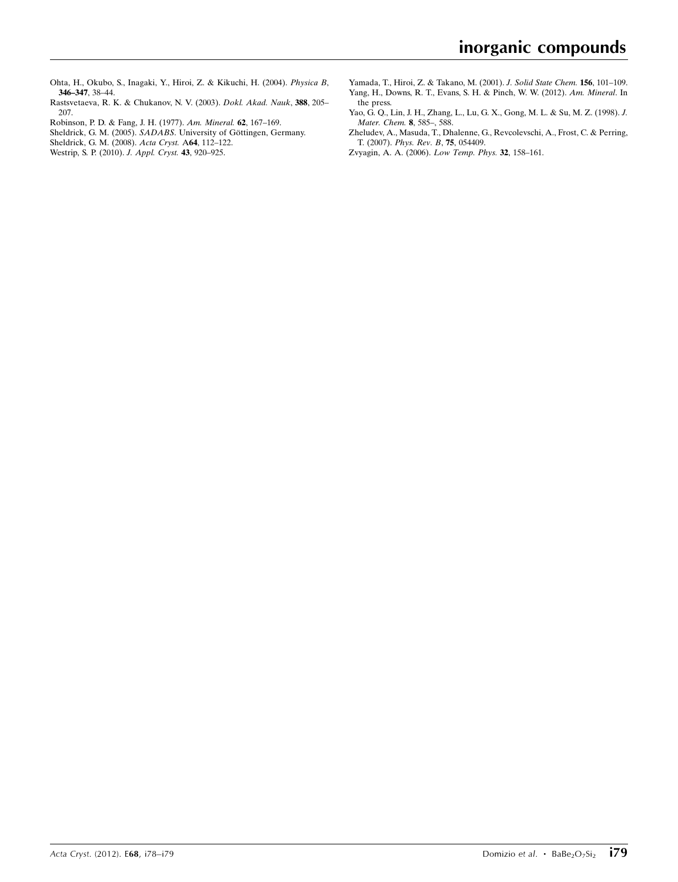Ohta, H., Okubo, S., Inagaki, Y., Hiroi, Z. & Kikuchi, H. (2004). *Physica B*, **346–347**, 38–44.

Rastsvetaeva, R. K. & Chukanov, N. V. (2003). *Dokl. Akad. Nauk*, **388**, 205–207.

Robinson, P. D. & Fang, J. H. (1977). *Am. Mineral.* **62**, 167–169.

Sheldrick, G. M. (2005). *SADABS*. University of Göttingen, Germany.

Sheldrick, G. M. (2008). *Acta Cryst.* A**64**, 112–122.

Westrip, S. P. (2010). *J. Appl. Cryst.* **43**, 920–925.

Yamada, T., Hiroi, Z. & Takano, M. (2001). *J. Solid State Chem.* **156**, 101–109.

Yang, H., Downs, R. T., Evans, S. H. & Pinch, W. W. (2012). *Am. Mineral*. In the press.

Yao, G. Q., Lin, J. H., Zhang, L., Lu, G. X., Gong, M. L. & Su, M. Z. (1998). *J. Mater. Chem.* **8**, 585–, 588.

Zheludev, A., Masuda, T., Dhalenne, G., Revcolevschi, A., Frost, C. & Perring, T. (2007). *Phys. Rev. B*, **75**, 054409.

Zvyagin, A. A. (2006). *Low Temp. Phys.* **32**, 158–161.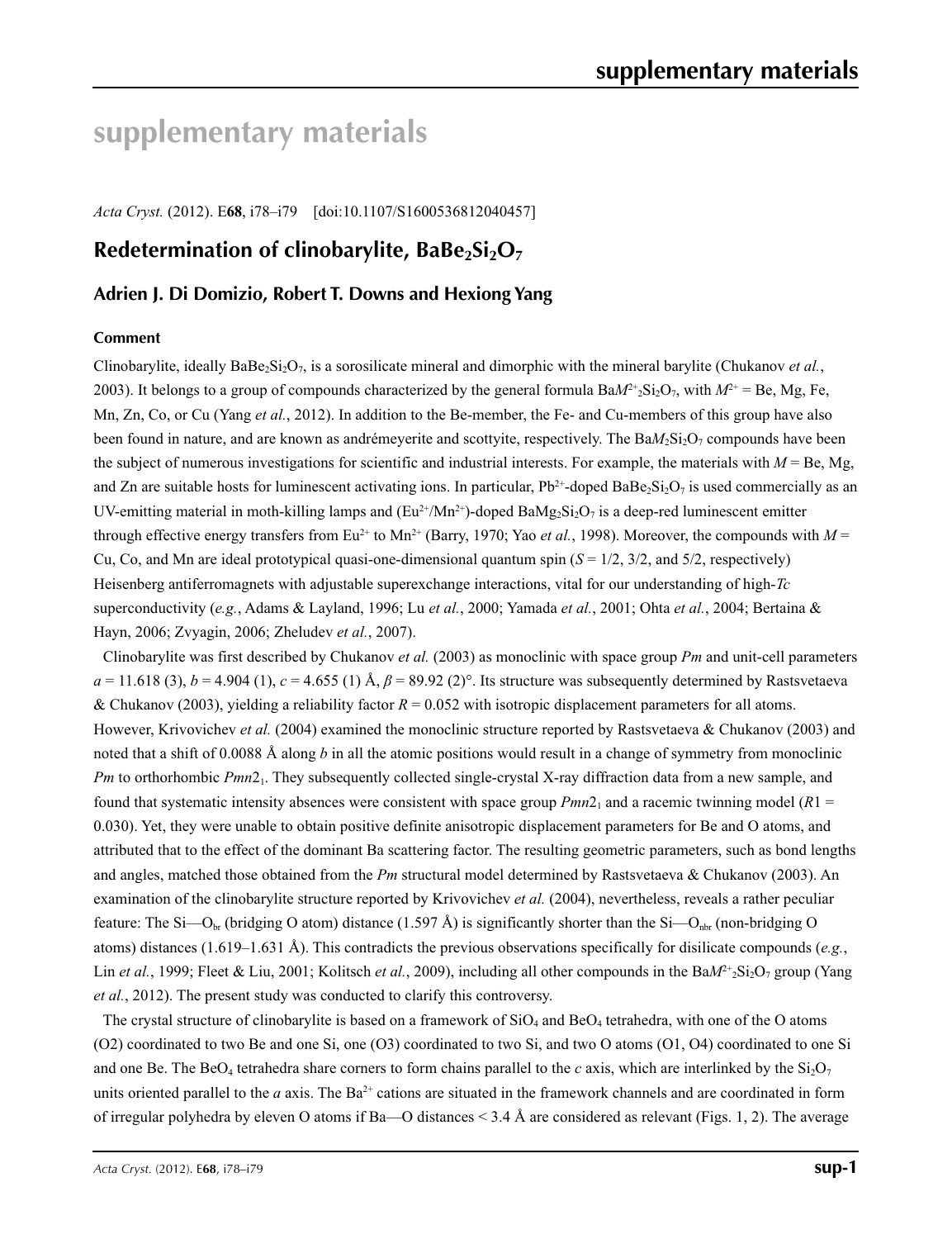# supplementary materials

*Acta Cryst.* (2012). E**68**, i78–i79    [doi:10.1107/S1600536812040457]

## Redetermination of clinobarylite, $BaBe_2Si_2O_7$

### Adrien J. Di Domizio, Robert T. Downs and Hexiong Yang

#### Comment

Clinobarylite, ideally $BaBe_2Si_2O_7$, is a sorosilicate mineral and dimorphic with the mineral barylite (Chukanov *et al.*, 2003). It belongs to a group of compounds characterized by the general formula $BaM^{2+}_2Si_2O_7$, with $M^{2+}$ = Be, Mg, Fe, Mn, Zn, Co, or Cu (Yang *et al.*, 2012). In addition to the Be-member, the Fe- and Cu-members of this group have also been found in nature, and are known as andrémeyerite and scottyite, respectively. The $BaM_2Si_2O_7$ compounds have been the subject of numerous investigations for scientific and industrial interests. For example, the materials with *M* = Be, Mg, and Zn are suitable hosts for luminescent activating ions. In particular, $Pb^{2+}$-doped $BaBe_2Si_2O_7$ is used commercially as an UV-emitting material in moth-killing lamps and ($Eu^{2+}$/$Mn^{2+}$)-doped $BaMg_2Si_2O_7$ is a deep-red luminescent emitter through effective energy transfers from $Eu^{2+}$ to $Mn^{2+}$ (Barry, 1970; Yao *et al.*, 1998). Moreover, the compounds with *M* = Cu, Co, and Mn are ideal prototypical quasi-one-dimensional quantum spin (*S* = 1/2, 3/2, and 5/2, respectively) Heisenberg antiferromagnets with adjustable superexchange interactions, vital for our understanding of high-*Tc* superconductivity (*e.g.*, Adams & Layland, 1996; Lu *et al.*, 2000; Yamada *et al.*, 2001; Ohta *et al.*, 2004; Bertaina & Hayn, 2006; Zvyagin, 2006; Zheludev *et al.*, 2007).

Clinobarylite was first described by Chukanov *et al.* (2003) as monoclinic with space group *Pm* and unit-cell parameters *a* = 11.618 (3), *b* = 4.904 (1), *c* = 4.655 (1) Å, *β* = 89.92 (2)°. Its structure was subsequently determined by Rastsvetaeva & Chukanov (2003), yielding a reliability factor *R* = 0.052 with isotropic displacement parameters for all atoms. However, Krivovichev *et al.* (2004) examined the monoclinic structure reported by Rastsvetaeva & Chukanov (2003) and noted that a shift of 0.0088 Å along *b* in all the atomic positions would result in a change of symmetry from monoclinic *Pm* to orthorhombic $Pmn2_1$. They subsequently collected single-crystal X-ray diffraction data from a new sample, and found that systematic intensity absences were consistent with space group $Pmn2_1$ and a racemic twinning model ($R1$ = 0.030). Yet, they were unable to obtain positive definite anisotropic displacement parameters for Be and O atoms, and attributed that to the effect of the dominant Ba scattering factor. The resulting geometric parameters, such as bond lengths and angles, matched those obtained from the *Pm* structural model determined by Rastsvetaeva & Chukanov (2003). An examination of the clinobarylite structure reported by Krivovichev *et al.* (2004), nevertheless, reveals a rather peculiar feature: The Si—$O_{br}$ (bridging O atom) distance (1.597 Å) is significantly shorter than the Si—$O_{nbr}$ (non-bridging O atoms) distances (1.619–1.631 Å). This contradicts the previous observations specifically for disilicate compounds (*e.g.*, Lin *et al.*, 1999; Fleet & Liu, 2001; Kolitsch *et al.*, 2009), including all other compounds in the $BaM^{2+}_2Si_2O_7$ group (Yang *et al.*, 2012). The present study was conducted to clarify this controversy.

The crystal structure of clinobarylite is based on a framework of $SiO_4$ and $BeO_4$ tetrahedra, with one of the O atoms (O2) coordinated to two Be and one Si, one (O3) coordinated to two Si, and two O atoms (O1, O4) coordinated to one Si and one Be. The $BeO_4$ tetrahedra share corners to form chains parallel to the *c* axis, which are interlinked by the $Si_2O_7$ units oriented parallel to the *a* axis. The $Ba^{2+}$ cations are situated in the framework channels and are coordinated in form of irregular polyhedra by eleven O atoms if Ba—O distances < 3.4 Å are considered as relevant (Figs. 1, 2). The average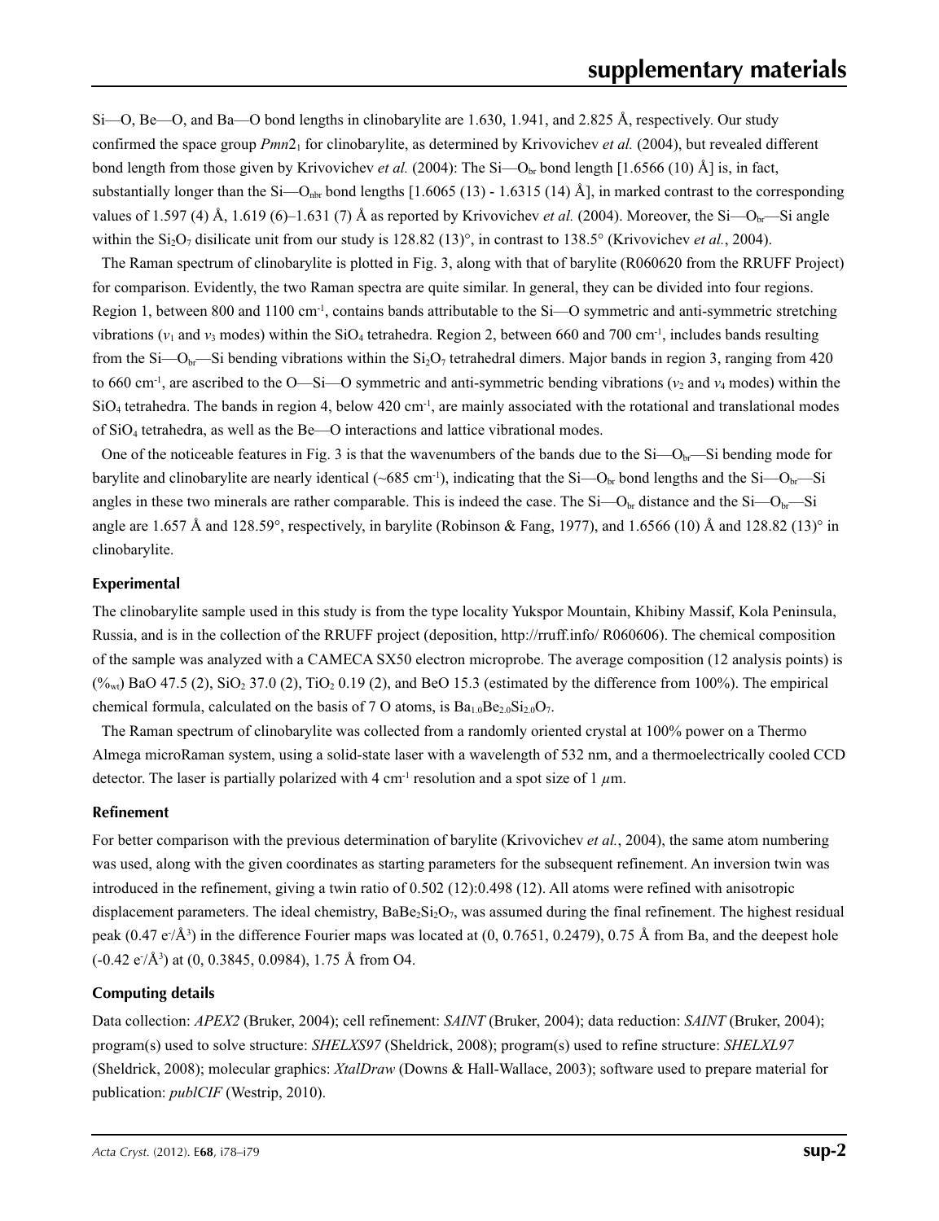Si—O, Be—O, and Ba—O bond lengths in clinobarylite are 1.630, 1.941, and 2.825 Å, respectively. Our study confirmed the space group $Pmn2_1$ for clinobarylite, as determined by Krivovichev *et al.* (2004), but revealed different bond length from those given by Krivovichev *et al.* (2004): The Si—$O_{br}$ bond length [1.6566 (10) Å] is, in fact, substantially longer than the Si—$O_{nbr}$ bond lengths [1.6065 (13) - 1.6315 (14) Å], in marked contrast to the corresponding values of 1.597 (4) Å, 1.619 (6)–1.631 (7) Å as reported by Krivovichev *et al.* (2004). Moreover, the Si—$O_{br}$—Si angle within the $Si_2O_7$ disilicate unit from our study is 128.82 (13)°, in contrast to 138.5° (Krivovichev *et al.*, 2004).

The Raman spectrum of clinobarylite is plotted in Fig. 3, along with that of barylite (R060620 from the RRUFF Project) for comparison. Evidently, the two Raman spectra are quite similar. In general, they can be divided into four regions. Region 1, between 800 and 1100 $cm^{-1}$, contains bands attributable to the Si—O symmetric and anti-symmetric stretching vibrations ($v_1$ and $v_3$ modes) within the $SiO_4$ tetrahedra. Region 2, between 660 and 700 $cm^{-1}$, includes bands resulting from the Si—$O_{br}$—Si bending vibrations within the $Si_2O_7$ tetrahedral dimers. Major bands in region 3, ranging from 420 to 660 $cm^{-1}$, are ascribed to the O—Si—O symmetric and anti-symmetric bending vibrations ($v_2$ and $v_4$ modes) within the $SiO_4$ tetrahedra. The bands in region 4, below 420 $cm^{-1}$, are mainly associated with the rotational and translational modes of $SiO_4$ tetrahedra, as well as the Be—O interactions and lattice vibrational modes.

One of the noticeable features in Fig. 3 is that the wavenumbers of the bands due to the Si—$O_{br}$—Si bending mode for barylite and clinobarylite are nearly identical (~685 $cm^{-1}$), indicating that the Si—$O_{br}$ bond lengths and the Si—$O_{br}$—Si angles in these two minerals are rather comparable. This is indeed the case. The Si—$O_{br}$ distance and the Si—$O_{br}$—Si angle are 1.657 Å and 128.59°, respectively, in barylite (Robinson & Fang, 1977), and 1.6566 (10) Å and 128.82 (13)° in clinobarylite.

## Experimental

The clinobarylite sample used in this study is from the type locality Yukspor Mountain, Khibiny Massif, Kola Peninsula, Russia, and is in the collection of the RRUFF project (deposition, http://rruff.info/ R060606). The chemical composition of the sample was analyzed with a CAMECA SX50 electron microprobe. The average composition (12 analysis points) is ($\%_{wt}$) BaO 47.5 (2), $SiO_2$ 37.0 (2), $TiO_2$ 0.19 (2), and BeO 15.3 (estimated by the difference from 100%). The empirical chemical formula, calculated on the basis of 7 O atoms, is $Ba_{1.0}Be_{2.0}Si_{2.0}O_7$.

The Raman spectrum of clinobarylite was collected from a randomly oriented crystal at 100% power on a Thermo Almega microRaman system, using a solid-state laser with a wavelength of 532 nm, and a thermoelectrically cooled CCD detector. The laser is partially polarized with 4 $cm^{-1}$ resolution and a spot size of 1 $\mu$m.

## Refinement

For better comparison with the previous determination of barylite (Krivovichev *et al.*, 2004), the same atom numbering was used, along with the given coordinates as starting parameters for the subsequent refinement. An inversion twin was introduced in the refinement, giving a twin ratio of 0.502 (12):0.498 (12). All atoms were refined with anisotropic displacement parameters. The ideal chemistry, $BaBe_2Si_2O_7$, was assumed during the final refinement. The highest residual peak (0.47 $e^-/Å^3$) in the difference Fourier maps was located at (0, 0.7651, 0.2479), 0.75 Å from Ba, and the deepest hole (-0.42 $e^-/Å^3$) at (0, 0.3845, 0.0984), 1.75 Å from O4.

## Computing details

Data collection: *APEX2* (Bruker, 2004); cell refinement: *SAINT* (Bruker, 2004); data reduction: *SAINT* (Bruker, 2004); program(s) used to solve structure: *SHELXS97* (Sheldrick, 2008); program(s) used to refine structure: *SHELXL97* (Sheldrick, 2008); molecular graphics: *XtalDraw* (Downs & Hall-Wallace, 2003); software used to prepare material for publication: *publCIF* (Westrip, 2010).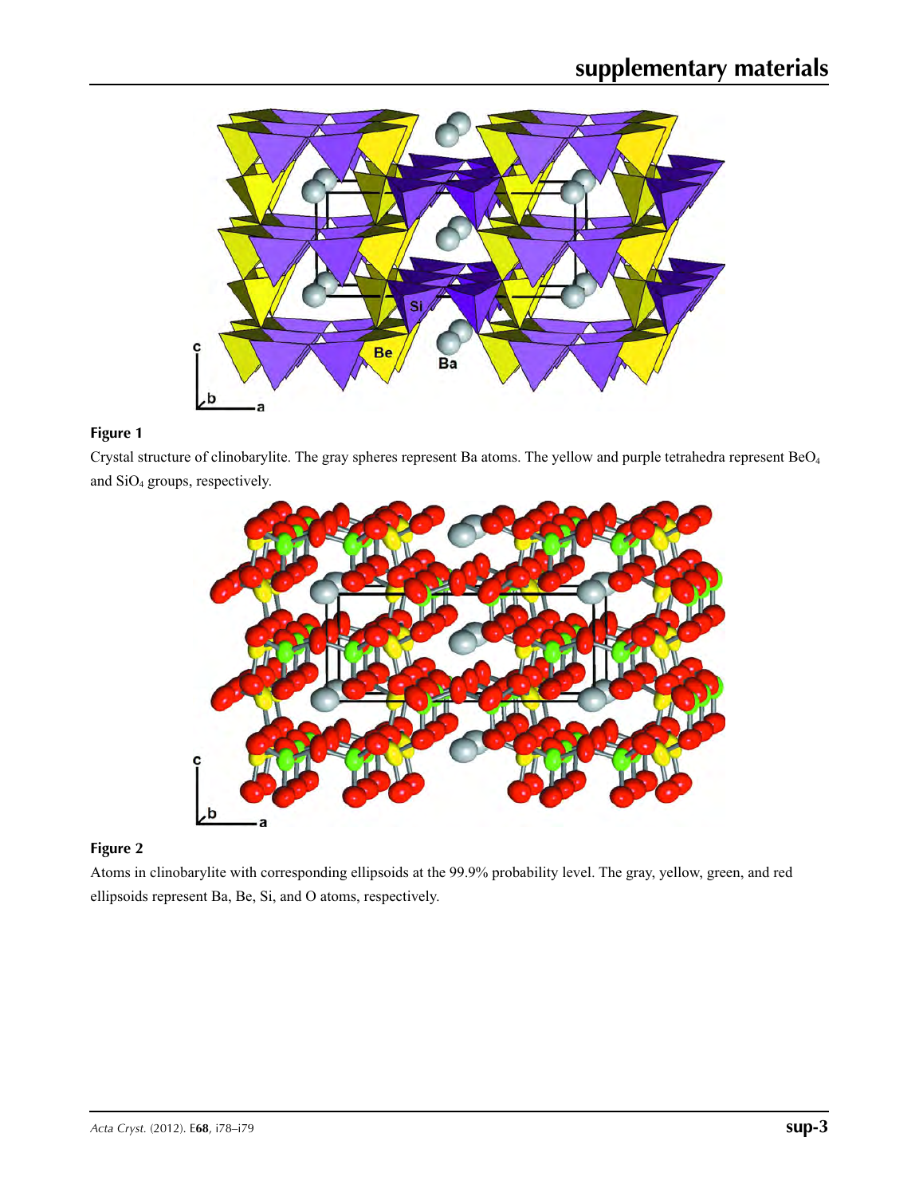**Figure 1**

Crystal structure of clinobarylite. The gray spheres represent Ba atoms. The yellow and purple tetrahedra represent $BeO_4$ and $SiO_4$ groups, respectively.

**Figure 2**

Atoms in clinobarylite with corresponding ellipsoids at the 99.9% probability level. The gray, yellow, green, and red ellipsoids represent Ba, Be, Si, and O atoms, respectively.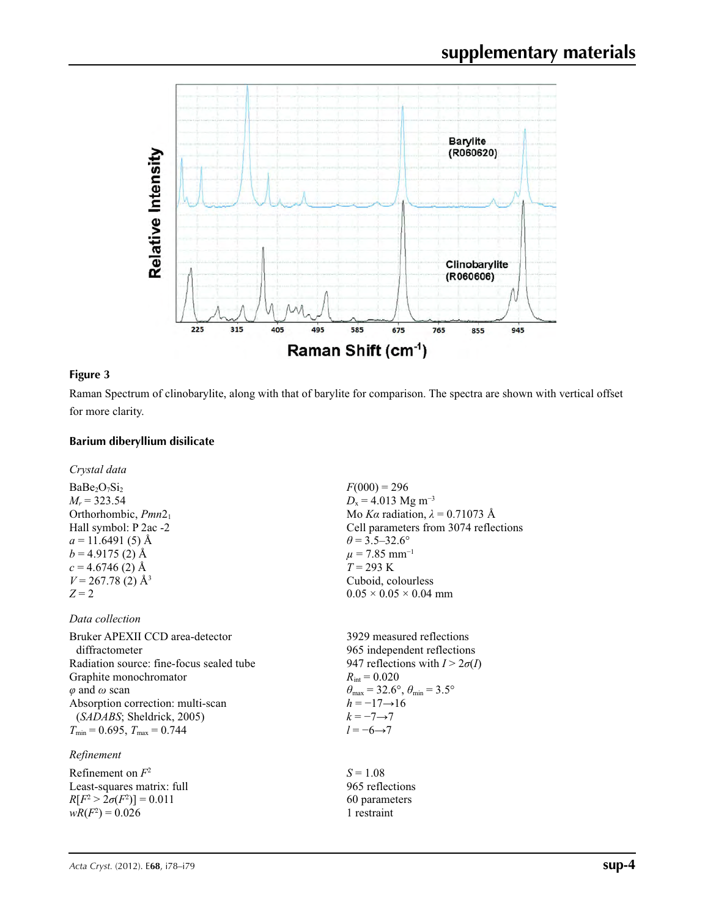**Figure 3**

Raman Spectrum of clinobarylite, along with that of barylite for comparison. The spectra are shown with vertical offset for more clarity.

### Barium diberyllium disilicate

*Crystal data*

$BaBe_2O_7Si_2$
$M_r = 323.54$
Orthorhombic, $Pmn2_1$
Hall symbol: P 2ac -2
$a = 11.6491$ (5) Å
$b = 4.9175$ (2) Å
$c = 4.6746$ (2) Å
$V = 267.78$ (2) Å$^3$
$Z = 2$
$F(000) = 296$
$D_x = 4.013$ Mg m$^{-3}$
Mo $K\alpha$ radiation, $\lambda = 0.71073$ Å
Cell parameters from 3074 reflections
$\theta = 3.5$–$32.6°$
$\mu = 7.85$ mm$^{-1}$
$T = 293$ K
Cuboid, colourless
0.05 × 0.05 × 0.04 mm

*Data collection*

Bruker APEXII CCD area-detector diffractometer
Radiation source: fine-focus sealed tube
Graphite monochromator
$\varphi$ and $\omega$ scan
Absorption correction: multi-scan (*SADABS*; Sheldrick, 2005)
$T_{min} = 0.695$, $T_{max} = 0.744$
3929 measured reflections
965 independent reflections
947 reflections with $I > 2\sigma(I)$
$R_{int} = 0.020$
$\theta_{max} = 32.6°$, $\theta_{min} = 3.5°$
$h = -17 \rightarrow 16$
$k = -7 \rightarrow 7$
$l = -6 \rightarrow 7$

*Refinement*

Refinement on $F^2$
Least-squares matrix: full
$R[F^2 > 2\sigma(F^2)] = 0.011$
$wR(F^2) = 0.026$
$S = 1.08$
965 reflections
60 parameters
1 restraint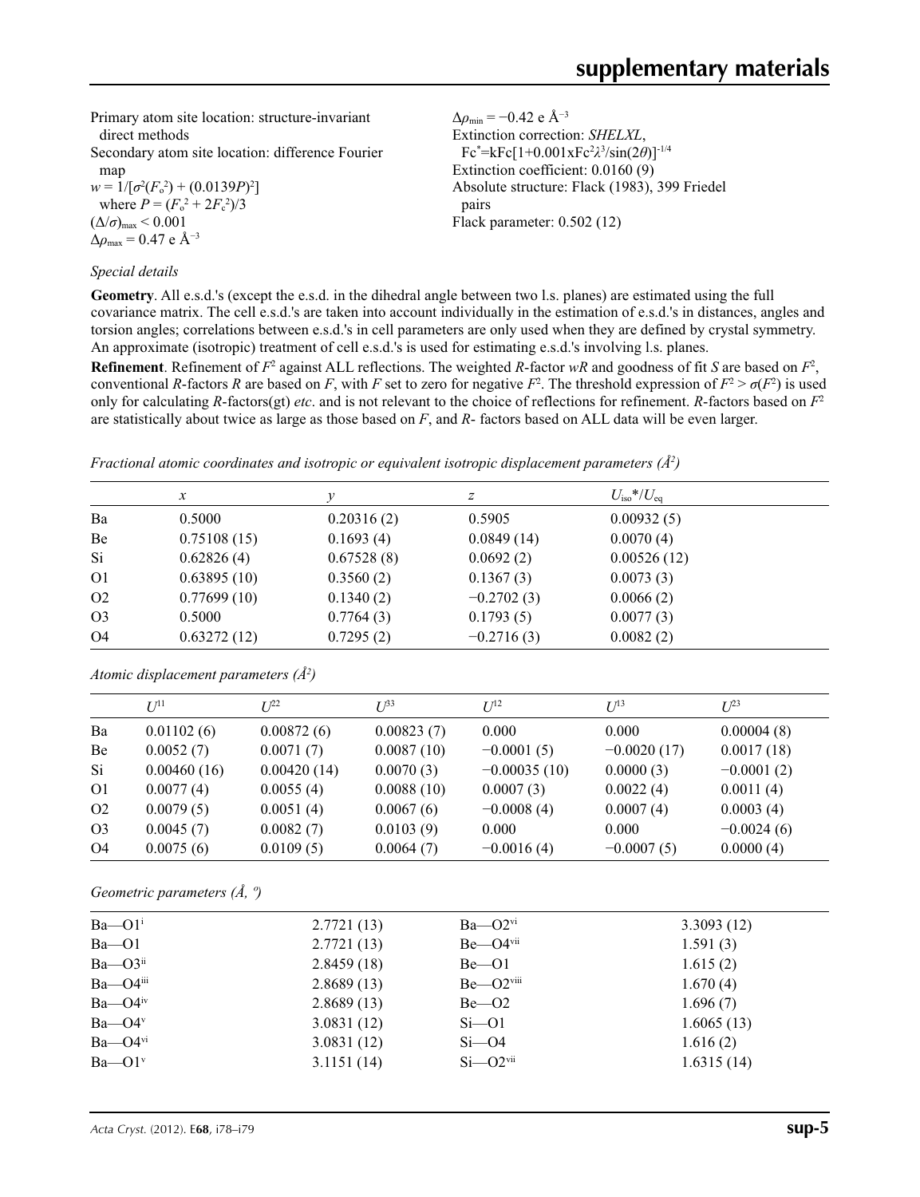Primary atom site location: structure-invariant direct methods
Secondary atom site location: difference Fourier map
$w = 1/[\sigma^2(F_o^2) + (0.0139P)^2]$ where $P = (F_o^2 + 2F_c^2)/3$
$(\Delta/\sigma)_{max} < 0.001$
$\Delta\rho_{max} = 0.47$ e Å$^{-3}$
$\Delta\rho_{min} = -0.42$ e Å$^{-3}$
Extinction correction: *SHELXL*, $Fc^* = kFc[1+0.001xFc^2\lambda^3/\sin(2\theta)]^{-1/4}$
Extinction coefficient: 0.0160 (9)
Absolute structure: Flack (1983), 399 Friedel pairs
Flack parameter: 0.502 (12)

*Special details*

**Geometry**. All e.s.d.'s (except the e.s.d. in the dihedral angle between two l.s. planes) are estimated using the full covariance matrix. The cell e.s.d.'s are taken into account individually in the estimation of e.s.d.'s in distances, angles and torsion angles; correlations between e.s.d.'s in cell parameters are only used when they are defined by crystal symmetry. An approximate (isotropic) treatment of cell e.s.d.'s is used for estimating e.s.d.'s involving l.s. planes.

**Refinement**. Refinement of $F^2$ against ALL reflections. The weighted $R$-factor $wR$ and goodness of fit $S$ are based on $F^2$, conventional $R$-factors $R$ are based on $F$, with $F$ set to zero for negative $F^2$. The threshold expression of $F^2 > \sigma(F^2)$ is used only for calculating $R$-factors(gt) *etc*. and is not relevant to the choice of reflections for refinement. $R$-factors based on $F^2$ are statistically about twice as large as those based on $F$, and $R$- factors based on ALL data will be even larger.

*Fractional atomic coordinates and isotropic or equivalent isotropic displacement parameters (Å$^2$)*

| | $x$ | $y$ | $z$ | $U_{iso}$\*/$U_{eq}$ |
|---|---|---|---|---|
| Ba | 0.5000 | 0.20316 (2) | 0.5905 | 0.00932 (5) |
| Be | 0.75108 (15) | 0.1693 (4) | 0.0849 (14) | 0.0070 (4) |
| Si | 0.62826 (4) | 0.67528 (8) | 0.0692 (2) | 0.00526 (12) |
| O1 | 0.63895 (10) | 0.3560 (2) | 0.1367 (3) | 0.0073 (3) |
| O2 | 0.77699 (10) | 0.1340 (2) | −0.2702 (3) | 0.0066 (2) |
| O3 | 0.5000 | 0.7764 (3) | 0.1793 (5) | 0.0077 (3) |
| O4 | 0.63272 (12) | 0.7295 (2) | −0.2716 (3) | 0.0082 (2) |

*Atomic displacement parameters (Å$^2$)*

| | $U^{11}$ | $U^{22}$ | $U^{33}$ | $U^{12}$ | $U^{13}$ | $U^{23}$ |
|---|---|---|---|---|---|---|
| Ba | 0.01102 (6) | 0.00872 (6) | 0.00823 (7) | 0.000 | 0.000 | 0.00004 (8) |
| Be | 0.0052 (7) | 0.0071 (7) | 0.0087 (10) | −0.0001 (5) | −0.0020 (17) | 0.0017 (18) |
| Si | 0.00460 (16) | 0.00420 (14) | 0.0070 (3) | −0.00035 (10) | 0.0000 (3) | −0.0001 (2) |
| O1 | 0.0077 (4) | 0.0055 (4) | 0.0088 (10) | 0.0007 (3) | 0.0022 (4) | 0.0011 (4) |
| O2 | 0.0079 (5) | 0.0051 (4) | 0.0067 (6) | −0.0008 (4) | 0.0007 (4) | 0.0003 (4) |
| O3 | 0.0045 (7) | 0.0082 (7) | 0.0103 (9) | 0.000 | 0.000 | −0.0024 (6) |
| O4 | 0.0075 (6) | 0.0109 (5) | 0.0064 (7) | −0.0016 (4) | −0.0007 (5) | 0.0000 (4) |

*Geometric parameters (Å, º)*

| | | | |
|---|---|---|---|
| Ba—O1$^{i}$ | 2.7721 (13) | Ba—O2$^{vi}$ | 3.3093 (12) |
| Ba—O1 | 2.7721 (13) | Be—O4$^{vii}$ | 1.591 (3) |
| Ba—O3$^{ii}$ | 2.8459 (18) | Be—O1 | 1.615 (2) |
| Ba—O4$^{iii}$ | 2.8689 (13) | Be—O2$^{viii}$ | 1.670 (4) |
| Ba—O4$^{iv}$ | 2.8689 (13) | Be—O2 | 1.696 (7) |
| Ba—O4$^{v}$ | 3.0831 (12) | Si—O1 | 1.6065 (13) |
| Ba—O4$^{vi}$ | 3.0831 (12) | Si—O4 | 1.616 (2) |
| Ba—O1$^{v}$ | 3.1151 (14) | Si—O2$^{vii}$ | 1.6315 (14) |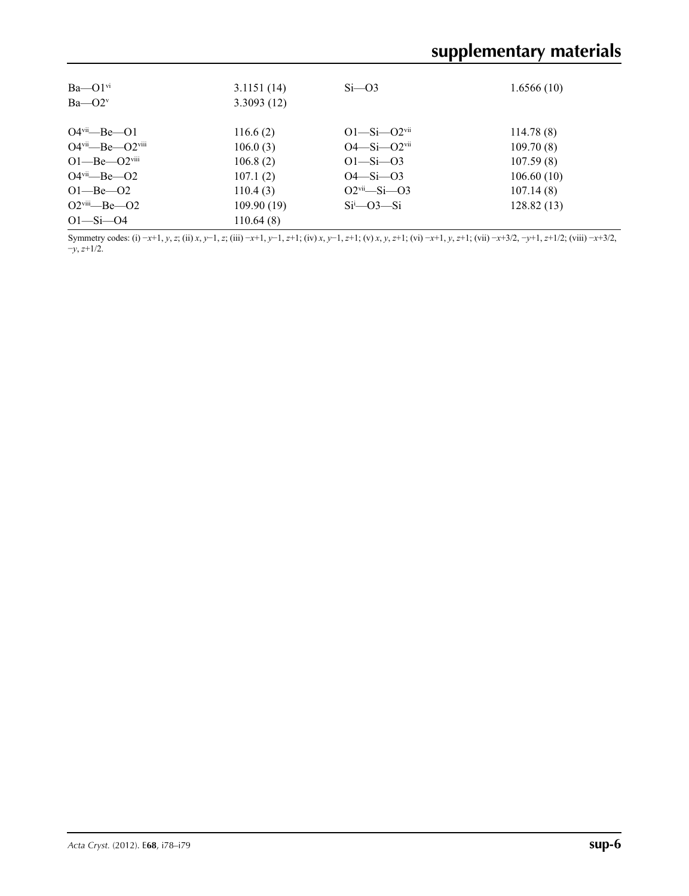| | | | |
|---|---|---|---|
| Ba—O1$^{vi}$ | 3.1151 (14) | Si—O3 | 1.6566 (10) |
| Ba—O2$^{v}$ | 3.3093 (12) | | |
| | | | |
| O4$^{vii}$—Be—O1 | 116.6 (2) | O1—Si—O2$^{vii}$ | 114.78 (8) |
| O4$^{vii}$—Be—O2$^{viii}$ | 106.0 (3) | O4—Si—O2$^{vii}$ | 109.70 (8) |
| O1—Be—O2$^{viii}$ | 106.8 (2) | O1—Si—O3 | 107.59 (8) |
| O4$^{vii}$—Be—O2 | 107.1 (2) | O4—Si—O3 | 106.60 (10) |
| O1—Be—O2 | 110.4 (3) | O2$^{vii}$—Si—O3 | 107.14 (8) |
| O2$^{viii}$—Be—O2 | 109.90 (19) | Si$^{i}$—O3—Si | 128.82 (13) |
| O1—Si—O4 | 110.64 (8) | | |

Symmetry codes: (i) −*x*+1, *y*, *z*; (ii) *x*, *y*−1, *z*; (iii) −*x*+1, *y*−1, *z*+1; (iv) *x*, *y*−1, *z*+1; (v) *x*, *y*, *z*+1; (vi) −*x*+1, *y*, *z*+1; (vii) −*x*+3/2, −*y*+1, *z*+1/2; (viii) −*x*+3/2, −*y*, *z*+1/2.